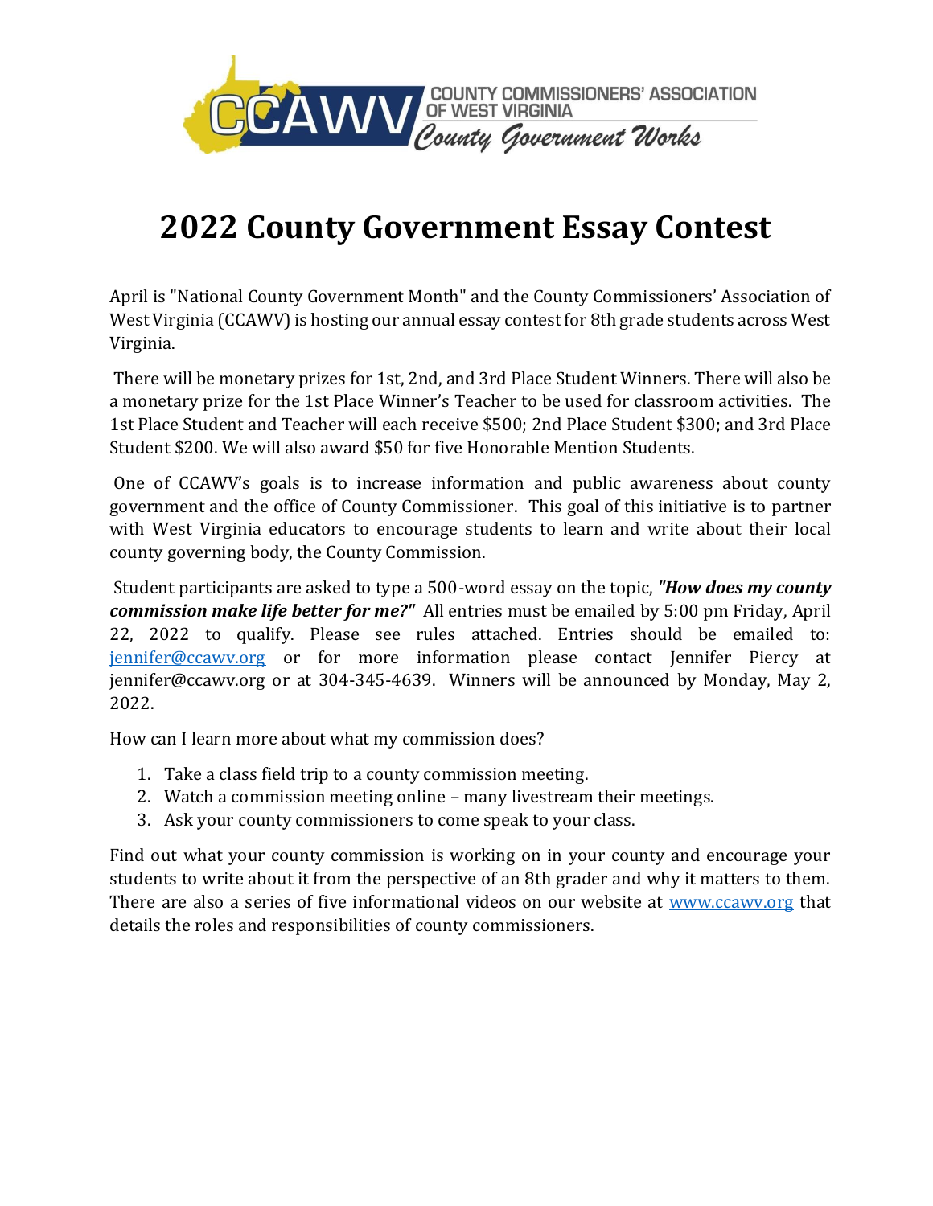COUNTY COMMISSIONERS' ASSOCIATION OF WEST VIRGINIA

*County Government Works*

# 2022 County Government Essay Contest

April is "National County Government Month" and the County Commissioners' Association of West Virginia (CCAWV) is hosting our annual essay contest for 8th grade students across West Virginia.

There will be monetary prizes for 1st, 2nd, and 3rd Place Student Winners. There will also be a monetary prize for the 1st Place Winner's Teacher to be used for classroom activities. The 1st Place Student and Teacher will each receive $500; 2nd Place Student $300; and 3rd Place Student $200. We will also award $50 for five Honorable Mention Students.

One of CCAWV's goals is to increase information and public awareness about county government and the office of County Commissioner. This goal of this initiative is to partner with West Virginia educators to encourage students to learn and write about their local county governing body, the County Commission.

Student participants are asked to type a 500-word essay on the topic, ***"How does my county commission make life better for me?"*** All entries must be emailed by 5:00 pm Friday, April 22, 2022 to qualify. Please see rules attached. Entries should be emailed to: jennifer@ccawv.org or for more information please contact Jennifer Piercy at jennifer@ccawv.org or at 304-345-4639. Winners will be announced by Monday, May 2, 2022.

How can I learn more about what my commission does?

1. Take a class field trip to a county commission meeting.
2. Watch a commission meeting online – many livestream their meetings.
3. Ask your county commissioners to come speak to your class.

Find out what your county commission is working on in your county and encourage your students to write about it from the perspective of an 8th grader and why it matters to them. There are also a series of five informational videos on our website at www.ccawv.org that details the roles and responsibilities of county commissioners.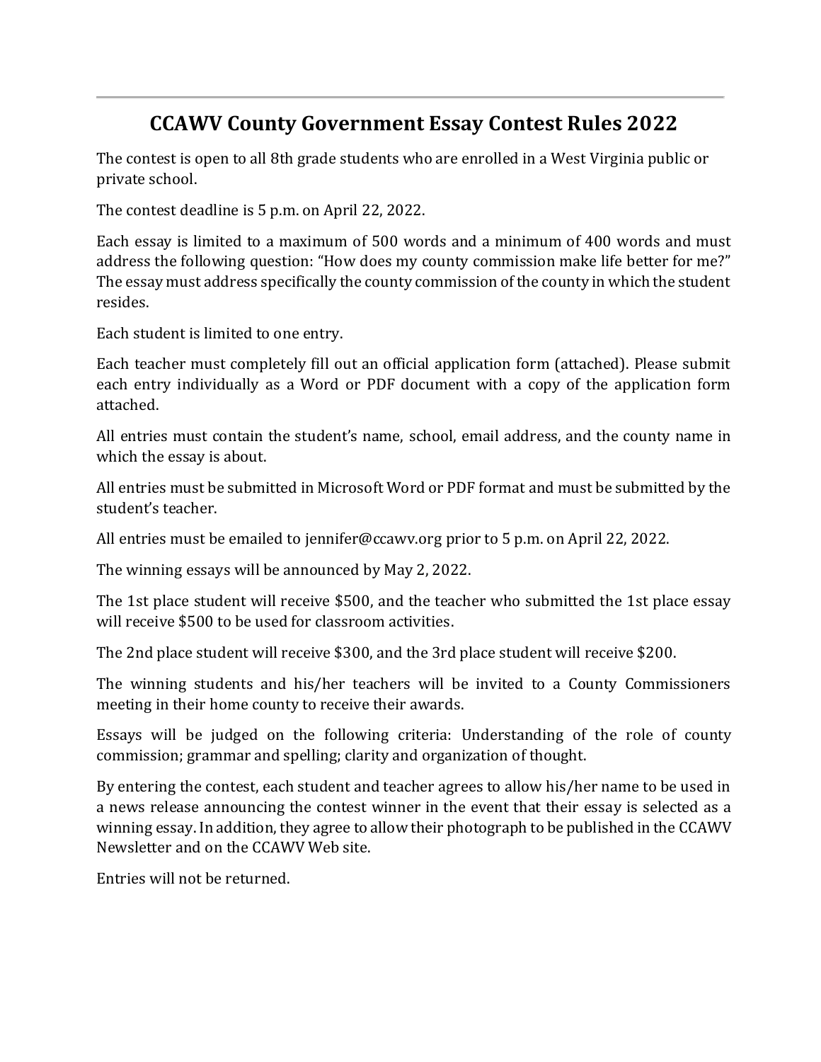# CCAWV County Government Essay Contest Rules 2022

The contest is open to all 8th grade students who are enrolled in a West Virginia public or private school.

The contest deadline is 5 p.m. on April 22, 2022.

Each essay is limited to a maximum of 500 words and a minimum of 400 words and must address the following question: "How does my county commission make life better for me?" The essay must address specifically the county commission of the county in which the student resides.

Each student is limited to one entry.

Each teacher must completely fill out an official application form (attached). Please submit each entry individually as a Word or PDF document with a copy of the application form attached.

All entries must contain the student's name, school, email address, and the county name in which the essay is about.

All entries must be submitted in Microsoft Word or PDF format and must be submitted by the student's teacher.

All entries must be emailed to jennifer@ccawv.org prior to 5 p.m. on April 22, 2022.

The winning essays will be announced by May 2, 2022.

The 1st place student will receive $500, and the teacher who submitted the 1st place essay will receive $500 to be used for classroom activities.

The 2nd place student will receive $300, and the 3rd place student will receive $200.

The winning students and his/her teachers will be invited to a County Commissioners meeting in their home county to receive their awards.

Essays will be judged on the following criteria: Understanding of the role of county commission; grammar and spelling; clarity and organization of thought.

By entering the contest, each student and teacher agrees to allow his/her name to be used in a news release announcing the contest winner in the event that their essay is selected as a winning essay. In addition, they agree to allow their photograph to be published in the CCAWV Newsletter and on the CCAWV Web site.

Entries will not be returned.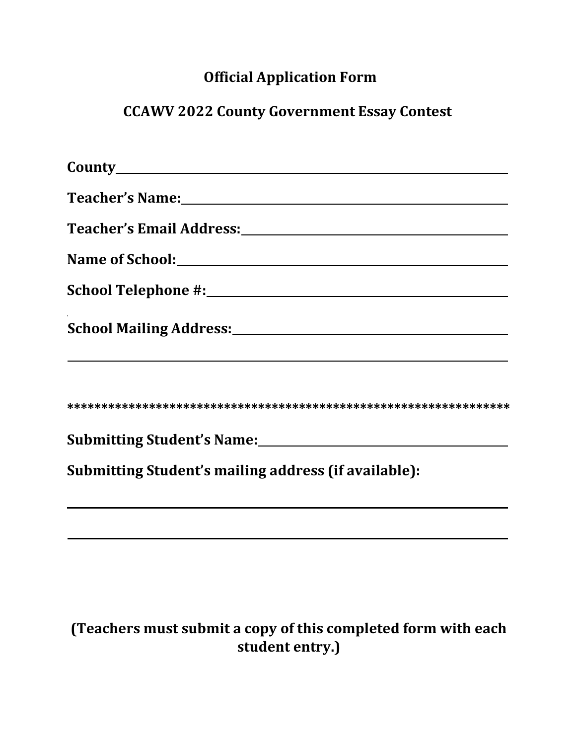**Official Application Form**

**CCAWV 2022 County Government Essay Contest**

**County**\_\_\_\_\_\_\_\_\_\_\_\_\_\_\_\_\_\_\_\_\_\_\_\_\_\_\_\_\_\_\_\_\_\_\_\_\_\_\_\_\_\_\_\_\_\_\_\_

**Teacher's Name:**\_\_\_\_\_\_\_\_\_\_\_\_\_\_\_\_\_\_\_\_\_\_\_\_\_\_\_\_\_\_\_\_\_\_\_\_\_\_\_\_\_\_

**Teacher's Email Address:**\_\_\_\_\_\_\_\_\_\_\_\_\_\_\_\_\_\_\_\_\_\_\_\_\_\_\_\_\_\_\_\_\_\_

**Name of School:**\_\_\_\_\_\_\_\_\_\_\_\_\_\_\_\_\_\_\_\_\_\_\_\_\_\_\_\_\_\_\_\_\_\_\_\_\_\_\_\_\_\_

**School Telephone #:**\_\_\_\_\_\_\_\_\_\_\_\_\_\_\_\_\_\_\_\_\_\_\_\_\_\_\_\_\_\_\_\_\_\_\_\_\_\_

**School Mailing Address:**\_\_\_\_\_\_\_\_\_\_\_\_\_\_\_\_\_\_\_\_\_\_\_\_\_\_\_\_\_\_\_\_\_\_

\_\_\_\_\_\_\_\_\_\_\_\_\_\_\_\_\_\_\_\_\_\_\_\_\_\_\_\_\_\_\_\_\_\_\_\_\_\_\_\_\_\_\_\_\_\_\_\_\_\_\_\_\_\_\_\_

**\*\*\*\*\*\*\*\*\*\*\*\*\*\*\*\*\*\*\*\*\*\*\*\*\*\*\*\*\*\*\*\*\*\*\*\*\*\*\*\*\*\*\*\*\*\*\*\*\*\*\*\*\*\*\*\*\*\*\*\*\***

**Submitting Student's Name:**\_\_\_\_\_\_\_\_\_\_\_\_\_\_\_\_\_\_\_\_\_\_\_\_\_\_\_\_\_\_\_

**Submitting Student's mailing address (if available):**

\_\_\_\_\_\_\_\_\_\_\_\_\_\_\_\_\_\_\_\_\_\_\_\_\_\_\_\_\_\_\_\_\_\_\_\_\_\_\_\_\_\_\_\_\_\_\_\_\_\_\_\_\_\_\_\_

\_\_\_\_\_\_\_\_\_\_\_\_\_\_\_\_\_\_\_\_\_\_\_\_\_\_\_\_\_\_\_\_\_\_\_\_\_\_\_\_\_\_\_\_\_\_\_\_\_\_\_\_\_\_\_\_

**(Teachers must submit a copy of this completed form with each student entry.)**